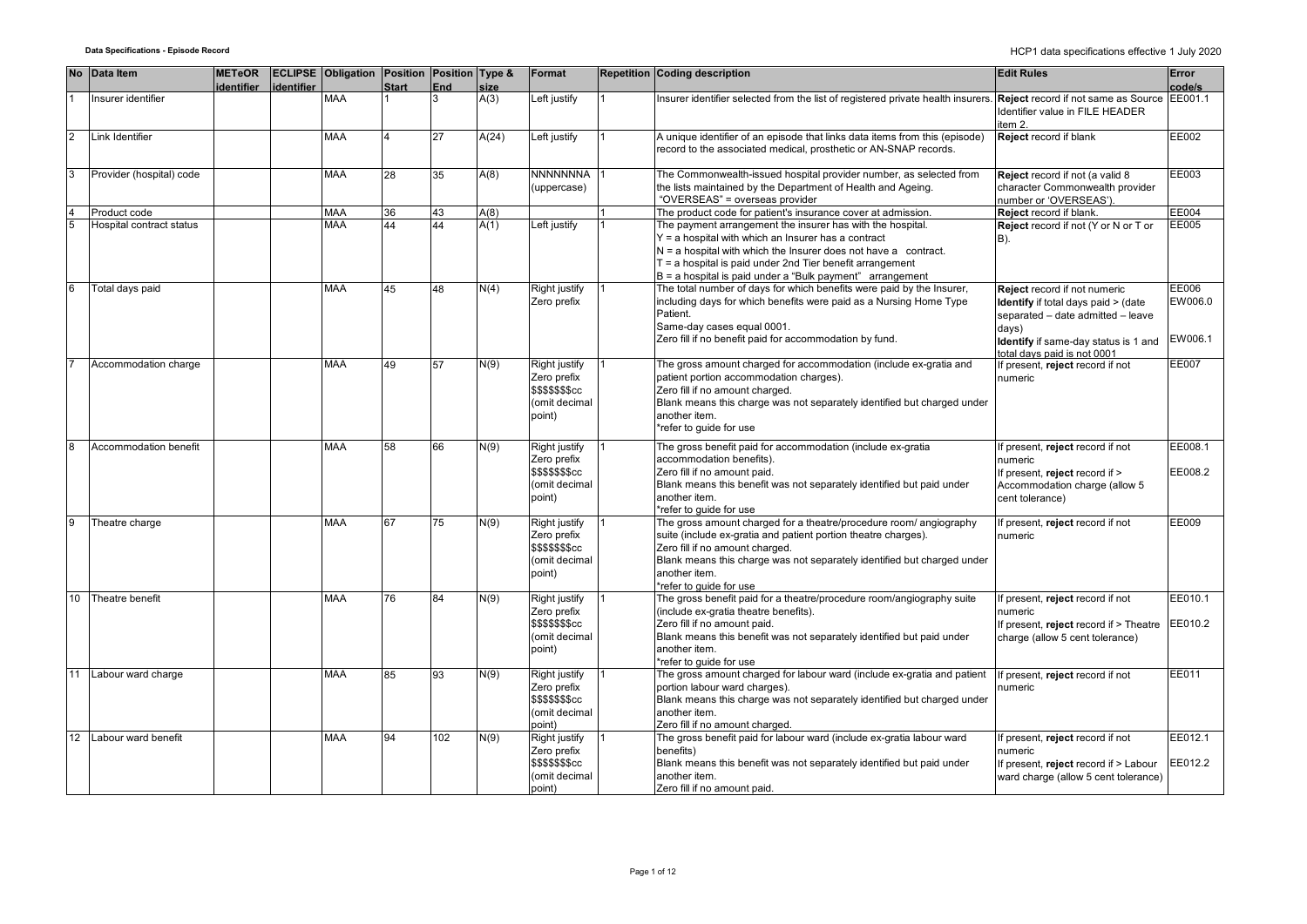**Data Specifications - Episode Record**

HCP1 data specifications effective 1 July 2020

| No | Data Item | METeOR identifier | ECLIPSE identifier | Obligation | Position Start | Position End | Type & size | Format | Repetition | Coding description | Edit Rules | Error code/s |
|---|---|---|---|---|---|---|---|---|---|---|---|---|
| 1 | Insurer identifier | | | MAA | 1 | 3 | A(3) | Left justify | 1 | Insurer identifier selected from the list of registered private health insurers. | **Reject** record if not same as Source Identifier value in FILE HEADER item 2. | EE001.1 |
| 2 | Link Identifier | | | MAA | 4 | 27 | A(24) | Left justify | 1 | A unique identifier of an episode that links data items from this (episode) record to the associated medical, prosthetic or AN-SNAP records. | **Reject** record if blank | EE002 |
| 3 | Provider (hospital) code | | | MAA | 28 | 35 | A(8) | NNNNNNNA (uppercase) | 1 | The Commonwealth-issued hospital provider number, as selected from the lists maintained by the Department of Health and Ageing. "OVERSEAS" = overseas provider | **Reject** record if not (a valid 8 character Commonwealth provider number or 'OVERSEAS'). | EE003 |
| 4 | Product code | | | MAA | 36 | 43 | A(8) | | 1 | The product code for patient's insurance cover at admission. | **Reject** record if blank. | EE004 |
| 5 | Hospital contract status | | | MAA | 44 | 44 | A(1) | Left justify | 1 | The payment arrangement the insurer has with the hospital.<br>Y = a hospital with which an Insurer has a contract<br>N = a hospital with which the Insurer does not have a contract.<br>T = a hospital is paid under 2nd Tier benefit arrangement<br>B = a hospital is paid under a "Bulk payment" arrangement | **Reject** record if not (Y or N or T or B). | EE005 |
| 6 | Total days paid | | | MAA | 45 | 48 | N(4) | Right justify Zero prefix | 1 | The total number of days for which benefits were paid by the Insurer, including days for which benefits were paid as a Nursing Home Type Patient.<br>Same-day cases equal 0001.<br>Zero fill if no benefit paid for accommodation by fund. | **Reject** record if not numeric<br>**Identify** if total days paid > (date separated – date admitted – leave days)<br>**Identify** if same-day status is 1 and total days paid is not 0001 | EE006<br>EW006.0<br>EW006.1 |
| 7 | Accommodation charge | | | MAA | 49 | 57 | N(9) | Right justify Zero prefix $$$$$$$cc (omit decimal point) | 1 | The gross amount charged for accommodation (include ex-gratia and patient portion accommodation charges).<br>Zero fill if no amount charged.<br>Blank means this charge was not separately identified but charged under another item.<br>*refer to guide for use | If present, **reject** record if not numeric | EE007 |
| 8 | Accommodation benefit | | | MAA | 58 | 66 | N(9) | Right justify Zero prefix $$$$$$$cc (omit decimal point) | 1 | The gross benefit paid for accommodation (include ex-gratia accommodation benefits).<br>Zero fill if no amount paid.<br>Blank means this benefit was not separately identified but paid under another item.<br>*refer to guide for use | If present, **reject** record if not numeric<br>If present, **reject** record if > Accommodation charge (allow 5 cent tolerance) | EE008.1<br>EE008.2 |
| 9 | Theatre charge | | | MAA | 67 | 75 | N(9) | Right justify Zero prefix $$$$$$$cc (omit decimal point) | 1 | The gross amount charged for a theatre/procedure room/ angiography suite (include ex-gratia and patient portion theatre charges).<br>Zero fill if no amount charged.<br>Blank means this charge was not separately identified but charged under another item.<br>*refer to guide for use | If present, **reject** record if not numeric | EE009 |
| 10 | Theatre benefit | | | MAA | 76 | 84 | N(9) | Right justify Zero prefix $$$$$$$cc (omit decimal point) | 1 | The gross benefit paid for a theatre/procedure room/angiography suite (include ex-gratia theatre benefits).<br>Zero fill if no amount paid.<br>Blank means this benefit was not separately identified but paid under another item.<br>*refer to guide for use | If present, **reject** record if not numeric<br>If present, **reject** record if > Theatre charge (allow 5 cent tolerance) | EE010.1<br>EE010.2 |
| 11 | Labour ward charge | | | MAA | 85 | 93 | N(9) | Right justify Zero prefix $$$$$$$cc (omit decimal point) | 1 | The gross amount charged for labour ward (include ex-gratia and patient portion labour ward charges).<br>Blank means this charge was not separately identified but charged under another item.<br>Zero fill if no amount charged. | If present, **reject** record if not numeric | EE011 |
| 12 | Labour ward benefit | | | MAA | 94 | 102 | N(9) | Right justify Zero prefix $$$$$$$cc (omit decimal point) | 1 | The gross benefit paid for labour ward (include ex-gratia labour ward benefits)<br>Blank means this benefit was not separately identified but paid under another item.<br>Zero fill if no amount paid. | If present, **reject** record if not numeric<br>If present, **reject** record if > Labour ward charge (allow 5 cent tolerance) | EE012.1<br>EE012.2 |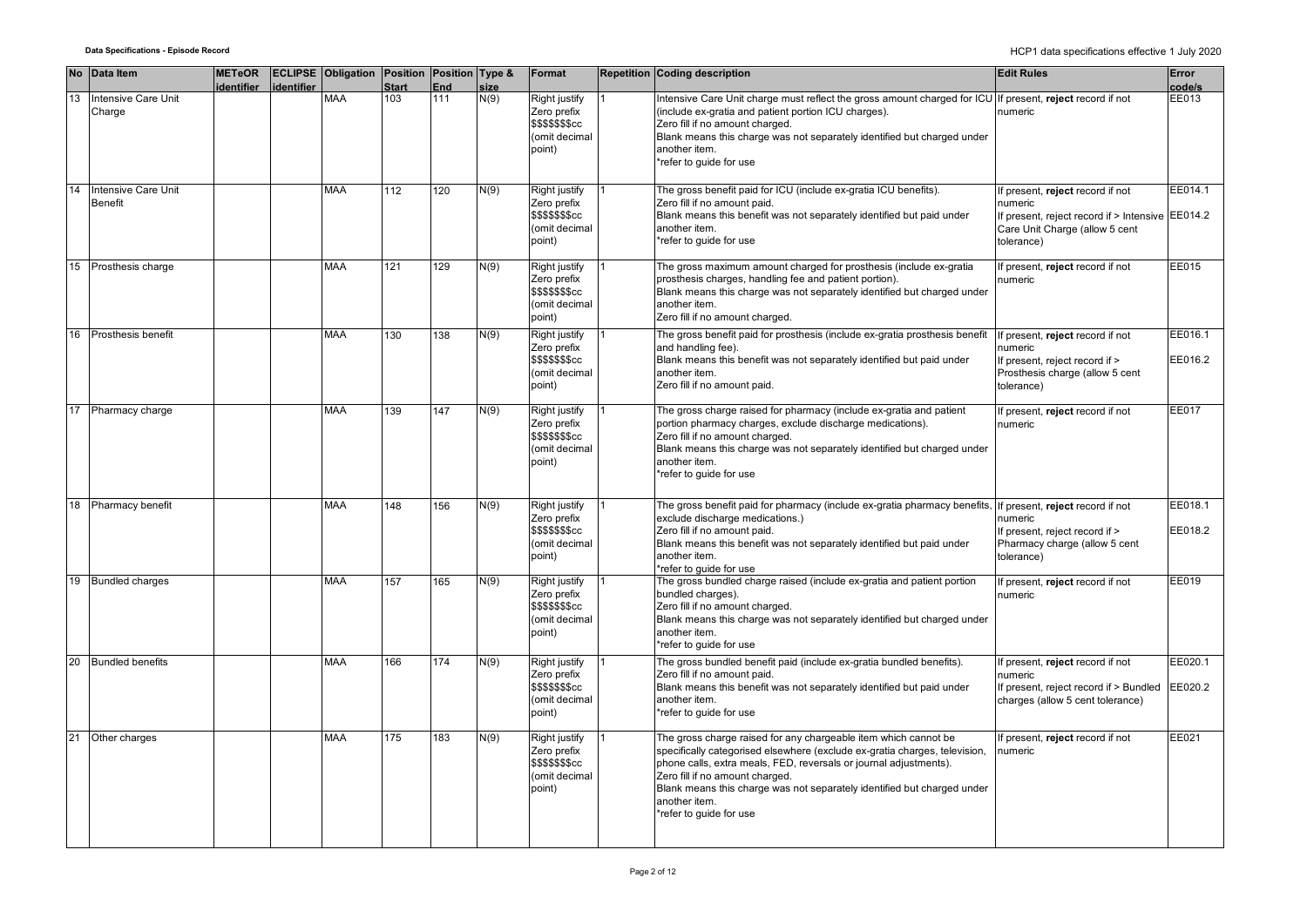| No | Data Item | METeOR identifier | ECLIPSE identifier | Obligation | Position Start | Position End | Type & size | Format | Repetition | Coding description | Edit Rules | Error code/s |
|---|---|---|---|---|---|---|---|---|---|---|---|---|
| 13 | Intensive Care Unit Charge | | | MAA | 103 | 111 | N(9) | Right justify Zero prefix $$$$$$$cc (omit decimal point) | 1 | Intensive Care Unit charge must reflect the gross amount charged for ICU (include ex-gratia and patient portion ICU charges).<br>Zero fill if no amount charged.<br>Blank means this charge was not separately identified but charged under another item.<br>*refer to guide for use | If present, **reject** record if not numeric | EE013 |
| 14 | Intensive Care Unit Benefit | | | MAA | 112 | 120 | N(9) | Right justify Zero prefix $$$$$$$cc (omit decimal point) | 1 | The gross benefit paid for ICU (include ex-gratia ICU benefits).<br>Zero fill if no amount paid.<br>Blank means this benefit was not separately identified but paid under another item.<br>*refer to guide for use | If present, **reject** record if not numeric<br>If present, reject record if > Intensive Care Unit Charge (allow 5 cent tolerance) | EE014.1<br>EE014.2 |
| 15 | Prosthesis charge | | | MAA | 121 | 129 | N(9) | Right justify Zero prefix $$$$$$$cc (omit decimal point) | 1 | The gross maximum amount charged for prosthesis (include ex-gratia prosthesis charges, handling fee and patient portion).<br>Blank means this charge was not separately identified but charged under another item.<br>Zero fill if no amount charged. | If present, **reject** record if not numeric | EE015 |
| 16 | Prosthesis benefit | | | MAA | 130 | 138 | N(9) | Right justify Zero prefix $$$$$$$cc (omit decimal point) | 1 | The gross benefit paid for prosthesis (include ex-gratia prosthesis benefit and handling fee).<br>Blank means this benefit was not separately identified but paid under another item.<br>Zero fill if no amount paid. | If present, **reject** record if not numeric<br>If present, reject record if > Prosthesis charge (allow 5 cent tolerance) | EE016.1<br>EE016.2 |
| 17 | Pharmacy charge | | | MAA | 139 | 147 | N(9) | Right justify Zero prefix $$$$$$$cc (omit decimal point) | 1 | The gross charge raised for pharmacy (include ex-gratia and patient portion pharmacy charges, exclude discharge medications).<br>Zero fill if no amount charged.<br>Blank means this charge was not separately identified but charged under another item.<br>*refer to guide for use | If present, **reject** record if not numeric | EE017 |
| 18 | Pharmacy benefit | | | MAA | 148 | 156 | N(9) | Right justify Zero prefix $$$$$$$cc (omit decimal point) | 1 | The gross benefit paid for pharmacy (include ex-gratia pharmacy benefits, exclude discharge medications.)<br>Zero fill if no amount paid.<br>Blank means this benefit was not separately identified but paid under another item.<br>*refer to guide for use | If present, **reject** record if not numeric<br>If present, reject record if > Pharmacy charge (allow 5 cent tolerance) | EE018.1<br>EE018.2 |
| 19 | Bundled charges | | | MAA | 157 | 165 | N(9) | Right justify Zero prefix $$$$$$$cc (omit decimal point) | 1 | The gross bundled charge raised (include ex-gratia and patient portion bundled charges).<br>Zero fill if no amount charged.<br>Blank means this charge was not separately identified but charged under another item.<br>*refer to guide for use | If present, **reject** record if not numeric | EE019 |
| 20 | Bundled benefits | | | MAA | 166 | 174 | N(9) | Right justify Zero prefix $$$$$$$cc (omit decimal point) | 1 | The gross bundled benefit paid (include ex-gratia bundled benefits).<br>Zero fill if no amount paid.<br>Blank means this benefit was not separately identified but paid under another item.<br>*refer to guide for use | If present, **reject** record if not numeric<br>If present, reject record if > Bundled charges (allow 5 cent tolerance) | EE020.1<br>EE020.2 |
| 21 | Other charges | | | MAA | 175 | 183 | N(9) | Right justify Zero prefix $$$$$$$cc (omit decimal point) | 1 | The gross charge raised for any chargeable item which cannot be specifically categorised elsewhere (exclude ex-gratia charges, television, phone calls, extra meals, FED, reversals or journal adjustments).<br>Zero fill if no amount charged.<br>Blank means this charge was not separately identified but charged under another item.<br>*refer to guide for use | If present, **reject** record if not numeric | EE021 |